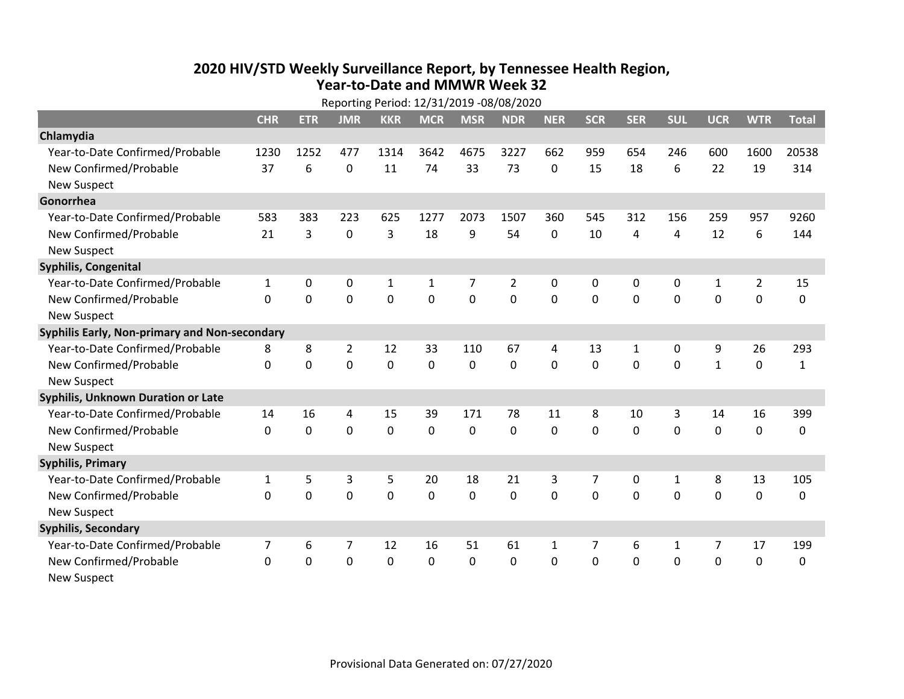# 2020 HIV/STD Weekly Surveillance Report, by Tennessee Health Region, Year-to-Date and MMWR Week 32

Reporting Period: 12/31/2019 -08/08/2020

| | CHR | ETR | JMR | KKR | MCR | MSR | NDR | NER | SCR | SER | SUL | UCR | WTR | Total |
|---|---|---|---|---|---|---|---|---|---|---|---|---|---|---|
| **Chlamydia** | | | | | | | | | | | | | | |
| Year-to-Date Confirmed/Probable | 1230 | 1252 | 477 | 1314 | 3642 | 4675 | 3227 | 662 | 959 | 654 | 246 | 600 | 1600 | 20538 |
| New Confirmed/Probable | 37 | 6 | 0 | 11 | 74 | 33 | 73 | 0 | 15 | 18 | 6 | 22 | 19 | 314 |
| New Suspect | | | | | | | | | | | | | | |
| **Gonorrhea** | | | | | | | | | | | | | | |
| Year-to-Date Confirmed/Probable | 583 | 383 | 223 | 625 | 1277 | 2073 | 1507 | 360 | 545 | 312 | 156 | 259 | 957 | 9260 |
| New Confirmed/Probable | 21 | 3 | 0 | 3 | 18 | 9 | 54 | 0 | 10 | 4 | 4 | 12 | 6 | 144 |
| New Suspect | | | | | | | | | | | | | | |
| **Syphilis, Congenital** | | | | | | | | | | | | | | |
| Year-to-Date Confirmed/Probable | 1 | 0 | 0 | 1 | 1 | 7 | 2 | 0 | 0 | 0 | 0 | 1 | 2 | 15 |
| New Confirmed/Probable | 0 | 0 | 0 | 0 | 0 | 0 | 0 | 0 | 0 | 0 | 0 | 0 | 0 | 0 |
| New Suspect | | | | | | | | | | | | | | |
| **Syphilis Early, Non-primary and Non-secondary** | | | | | | | | | | | | | | |
| Year-to-Date Confirmed/Probable | 8 | 8 | 2 | 12 | 33 | 110 | 67 | 4 | 13 | 1 | 0 | 9 | 26 | 293 |
| New Confirmed/Probable | 0 | 0 | 0 | 0 | 0 | 0 | 0 | 0 | 0 | 0 | 0 | 1 | 0 | 1 |
| New Suspect | | | | | | | | | | | | | | |
| **Syphilis, Unknown Duration or Late** | | | | | | | | | | | | | | |
| Year-to-Date Confirmed/Probable | 14 | 16 | 4 | 15 | 39 | 171 | 78 | 11 | 8 | 10 | 3 | 14 | 16 | 399 |
| New Confirmed/Probable | 0 | 0 | 0 | 0 | 0 | 0 | 0 | 0 | 0 | 0 | 0 | 0 | 0 | 0 |
| New Suspect | | | | | | | | | | | | | | |
| **Syphilis, Primary** | | | | | | | | | | | | | | |
| Year-to-Date Confirmed/Probable | 1 | 5 | 3 | 5 | 20 | 18 | 21 | 3 | 7 | 0 | 1 | 8 | 13 | 105 |
| New Confirmed/Probable | 0 | 0 | 0 | 0 | 0 | 0 | 0 | 0 | 0 | 0 | 0 | 0 | 0 | 0 |
| New Suspect | | | | | | | | | | | | | | |
| **Syphilis, Secondary** | | | | | | | | | | | | | | |
| Year-to-Date Confirmed/Probable | 7 | 6 | 7 | 12 | 16 | 51 | 61 | 1 | 7 | 6 | 1 | 7 | 17 | 199 |
| New Confirmed/Probable | 0 | 0 | 0 | 0 | 0 | 0 | 0 | 0 | 0 | 0 | 0 | 0 | 0 | 0 |
| New Suspect | | | | | | | | | | | | | | |

Provisional Data Generated on: 07/27/2020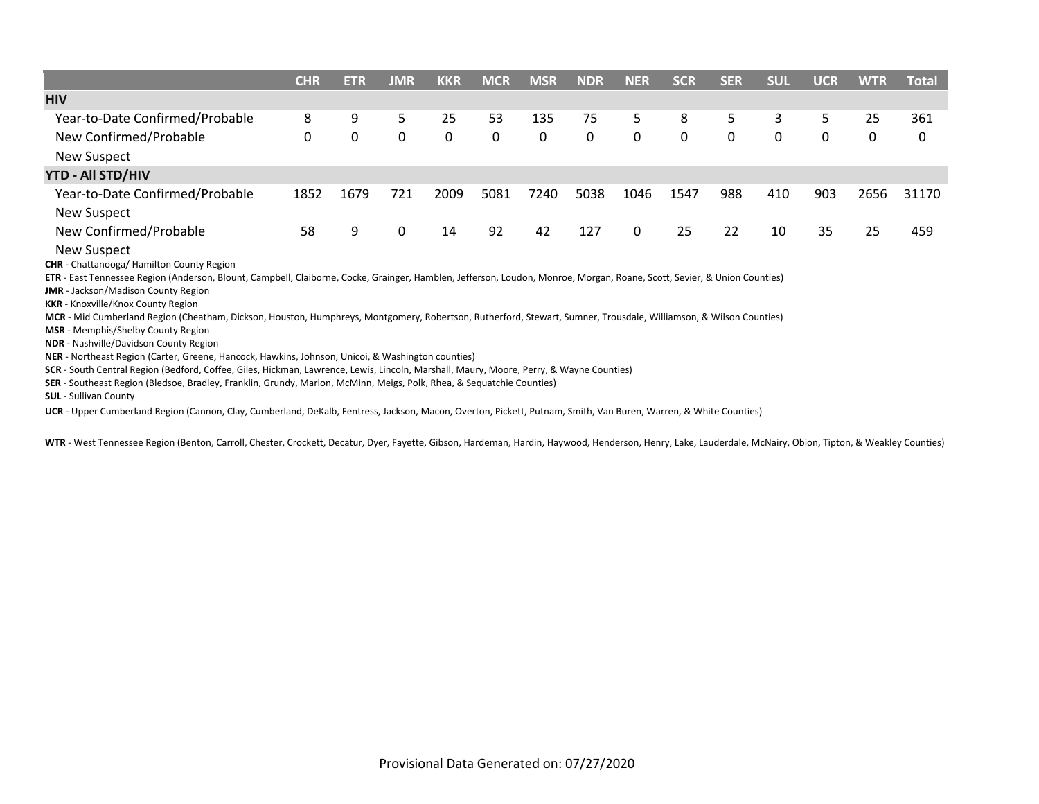| | CHR | ETR | JMR | KKR | MCR | MSR | NDR | NER | SCR | SER | SUL | UCR | WTR | Total |
|---|---|---|---|---|---|---|---|---|---|---|---|---|---|---|
| **HIV** | | | | | | | | | | | | | | |
| Year-to-Date Confirmed/Probable | 8 | 9 | 5 | 25 | 53 | 135 | 75 | 5 | 8 | 5 | 3 | 5 | 25 | 361 |
| New Confirmed/Probable | 0 | 0 | 0 | 0 | 0 | 0 | 0 | 0 | 0 | 0 | 0 | 0 | 0 | 0 |
| New Suspect | | | | | | | | | | | | | | |
| **YTD - All STD/HIV** | | | | | | | | | | | | | | |
| Year-to-Date Confirmed/Probable | 1852 | 1679 | 721 | 2009 | 5081 | 7240 | 5038 | 1046 | 1547 | 988 | 410 | 903 | 2656 | 31170 |
| New Suspect | | | | | | | | | | | | | | |
| New Confirmed/Probable | 58 | 9 | 0 | 14 | 92 | 42 | 127 | 0 | 25 | 22 | 10 | 35 | 25 | 459 |
| New Suspect | | | | | | | | | | | | | | |

**CHR** - Chattanooga/ Hamilton County Region

**ETR** - East Tennessee Region (Anderson, Blount, Campbell, Claiborne, Cocke, Grainger, Hamblen, Jefferson, Loudon, Monroe, Morgan, Roane, Scott, Sevier, & Union Counties)

**JMR** - Jackson/Madison County Region

**KKR** - Knoxville/Knox County Region

**MCR** - Mid Cumberland Region (Cheatham, Dickson, Houston, Humphreys, Montgomery, Robertson, Rutherford, Stewart, Sumner, Trousdale, Williamson, & Wilson Counties)

**MSR** - Memphis/Shelby County Region

**NDR** - Nashville/Davidson County Region

**NER** - Northeast Region (Carter, Greene, Hancock, Hawkins, Johnson, Unicoi, & Washington counties)

**SCR** - South Central Region (Bedford, Coffee, Giles, Hickman, Lawrence, Lewis, Lincoln, Marshall, Maury, Moore, Perry, & Wayne Counties)

**SER** - Southeast Region (Bledsoe, Bradley, Franklin, Grundy, Marion, McMinn, Meigs, Polk, Rhea, & Sequatchie Counties)

**SUL** - Sullivan County

**UCR** - Upper Cumberland Region (Cannon, Clay, Cumberland, DeKalb, Fentress, Jackson, Macon, Overton, Pickett, Putnam, Smith, Van Buren, Warren, & White Counties)

**WTR** - West Tennessee Region (Benton, Carroll, Chester, Crockett, Decatur, Dyer, Fayette, Gibson, Hardeman, Hardin, Haywood, Henderson, Henry, Lake, Lauderdale, McNairy, Obion, Tipton, & Weakley Counties)

Provisional Data Generated on: 07/27/2020